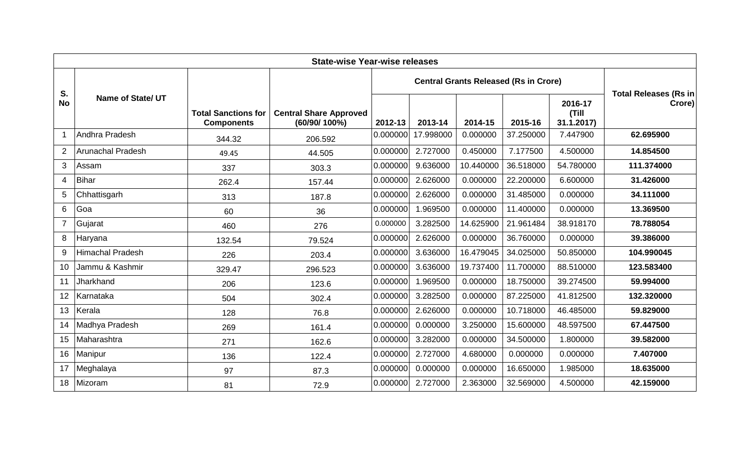| State-wise Year-wise releases | | | | | | | | | |
|---|---|---|---|---|---|---|---|---|---|
| S. No | Name of State/ UT | Total Sanctions for Components | Central Share Approved (60/90/ 100%) | Central Grants Released (Rs in Crore) | | | | | Total Releases (Rs in Crore) |
| | | | | 2012-13 | 2013-14 | 2014-15 | 2015-16 | 2016-17 (Till 31.1.2017) | |
| 1 | Andhra Pradesh | 344.32 | 206.592 | 0.000000 | 17.998000 | 0.000000 | 37.250000 | 7.447900 | **62.695900** |
| 2 | Arunachal Pradesh | 49.45 | 44.505 | 0.000000 | 2.727000 | 0.450000 | 7.177500 | 4.500000 | **14.854500** |
| 3 | Assam | 337 | 303.3 | 0.000000 | 9.636000 | 10.440000 | 36.518000 | 54.780000 | **111.374000** |
| 4 | Bihar | 262.4 | 157.44 | 0.000000 | 2.626000 | 0.000000 | 22.200000 | 6.600000 | **31.426000** |
| 5 | Chhattisgarh | 313 | 187.8 | 0.000000 | 2.626000 | 0.000000 | 31.485000 | 0.000000 | **34.111000** |
| 6 | Goa | 60 | 36 | 0.000000 | 1.969500 | 0.000000 | 11.400000 | 0.000000 | **13.369500** |
| 7 | Gujarat | 460 | 276 | 0.000000 | 3.282500 | 14.625900 | 21.961484 | 38.918170 | **78.788054** |
| 8 | Haryana | 132.54 | 79.524 | 0.000000 | 2.626000 | 0.000000 | 36.760000 | 0.000000 | **39.386000** |
| 9 | Himachal Pradesh | 226 | 203.4 | 0.000000 | 3.636000 | 16.479045 | 34.025000 | 50.850000 | **104.990045** |
| 10 | Jammu & Kashmir | 329.47 | 296.523 | 0.000000 | 3.636000 | 19.737400 | 11.700000 | 88.510000 | **123.583400** |
| 11 | Jharkhand | 206 | 123.6 | 0.000000 | 1.969500 | 0.000000 | 18.750000 | 39.274500 | **59.994000** |
| 12 | Karnataka | 504 | 302.4 | 0.000000 | 3.282500 | 0.000000 | 87.225000 | 41.812500 | **132.320000** |
| 13 | Kerala | 128 | 76.8 | 0.000000 | 2.626000 | 0.000000 | 10.718000 | 46.485000 | **59.829000** |
| 14 | Madhya Pradesh | 269 | 161.4 | 0.000000 | 0.000000 | 3.250000 | 15.600000 | 48.597500 | **67.447500** |
| 15 | Maharashtra | 271 | 162.6 | 0.000000 | 3.282000 | 0.000000 | 34.500000 | 1.800000 | **39.582000** |
| 16 | Manipur | 136 | 122.4 | 0.000000 | 2.727000 | 4.680000 | 0.000000 | 0.000000 | **7.407000** |
| 17 | Meghalaya | 97 | 87.3 | 0.000000 | 0.000000 | 0.000000 | 16.650000 | 1.985000 | **18.635000** |
| 18 | Mizoram | 81 | 72.9 | 0.000000 | 2.727000 | 2.363000 | 32.569000 | 4.500000 | **42.159000** |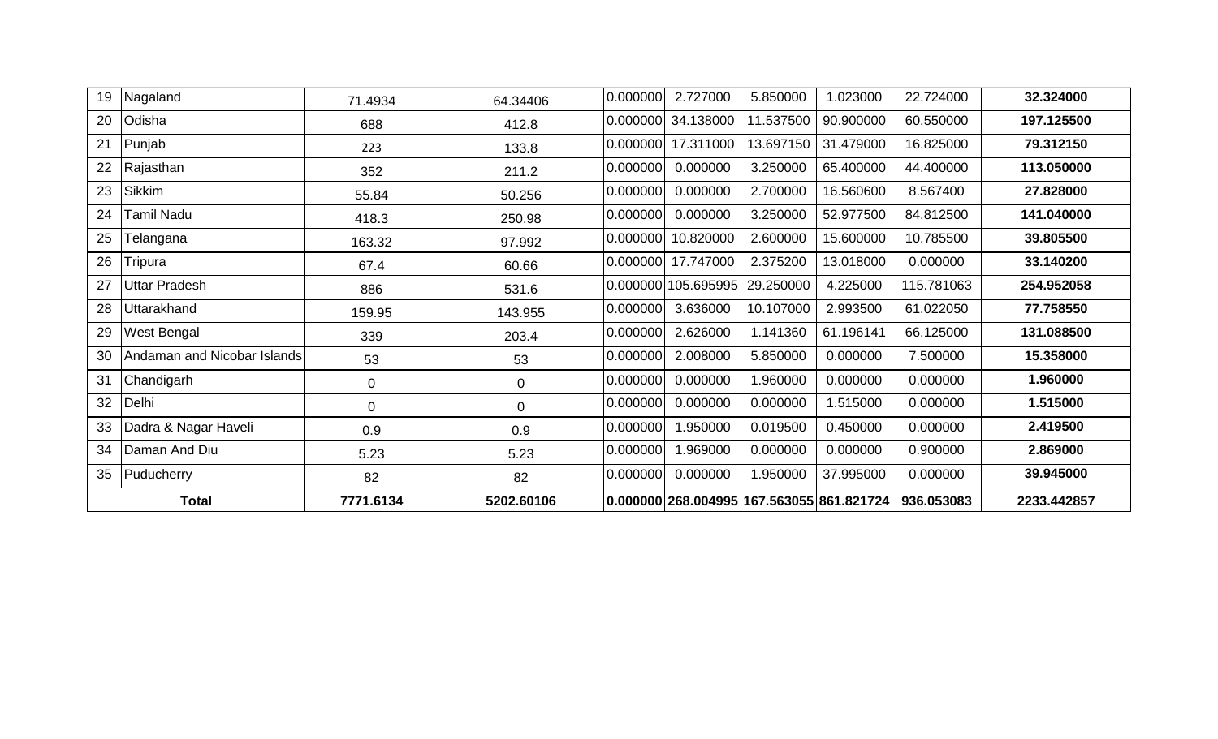| | | | | | | | | | |
|---|---|---|---|---|---|---|---|---|---|
| 19 | Nagaland | 71.4934 | 64.34406 | 0.000000 | 2.727000 | 5.850000 | 1.023000 | 22.724000 | **32.324000** |
| 20 | Odisha | 688 | 412.8 | 0.000000 | 34.138000 | 11.537500 | 90.900000 | 60.550000 | **197.125500** |
| 21 | Punjab | 223 | 133.8 | 0.000000 | 17.311000 | 13.697150 | 31.479000 | 16.825000 | **79.312150** |
| 22 | Rajasthan | 352 | 211.2 | 0.000000 | 0.000000 | 3.250000 | 65.400000 | 44.400000 | **113.050000** |
| 23 | Sikkim | 55.84 | 50.256 | 0.000000 | 0.000000 | 2.700000 | 16.560600 | 8.567400 | **27.828000** |
| 24 | Tamil Nadu | 418.3 | 250.98 | 0.000000 | 0.000000 | 3.250000 | 52.977500 | 84.812500 | **141.040000** |
| 25 | Telangana | 163.32 | 97.992 | 0.000000 | 10.820000 | 2.600000 | 15.600000 | 10.785500 | **39.805500** |
| 26 | Tripura | 67.4 | 60.66 | 0.000000 | 17.747000 | 2.375200 | 13.018000 | 0.000000 | **33.140200** |
| 27 | Uttar Pradesh | 886 | 531.6 | 0.000000 | 105.695995 | 29.250000 | 4.225000 | 115.781063 | **254.952058** |
| 28 | Uttarakhand | 159.95 | 143.955 | 0.000000 | 3.636000 | 10.107000 | 2.993500 | 61.022050 | **77.758550** |
| 29 | West Bengal | 339 | 203.4 | 0.000000 | 2.626000 | 1.141360 | 61.196141 | 66.125000 | **131.088500** |
| 30 | Andaman and Nicobar Islands | 53 | 53 | 0.000000 | 2.008000 | 5.850000 | 0.000000 | 7.500000 | **15.358000** |
| 31 | Chandigarh | 0 | 0 | 0.000000 | 0.000000 | 1.960000 | 0.000000 | 0.000000 | **1.960000** |
| 32 | Delhi | 0 | 0 | 0.000000 | 0.000000 | 0.000000 | 1.515000 | 0.000000 | **1.515000** |
| 33 | Dadra & Nagar Haveli | 0.9 | 0.9 | 0.000000 | 1.950000 | 0.019500 | 0.450000 | 0.000000 | **2.419500** |
| 34 | Daman And Diu | 5.23 | 5.23 | 0.000000 | 1.969000 | 0.000000 | 0.000000 | 0.900000 | **2.869000** |
| 35 | Puducherry | 82 | 82 | 0.000000 | 0.000000 | 1.950000 | 37.995000 | 0.000000 | **39.945000** |
| **Total** | | **7771.6134** | **5202.60106** | **0.000000** | **268.004995** | **167.563055** | **861.821724** | **936.053083** | **2233.442857** |